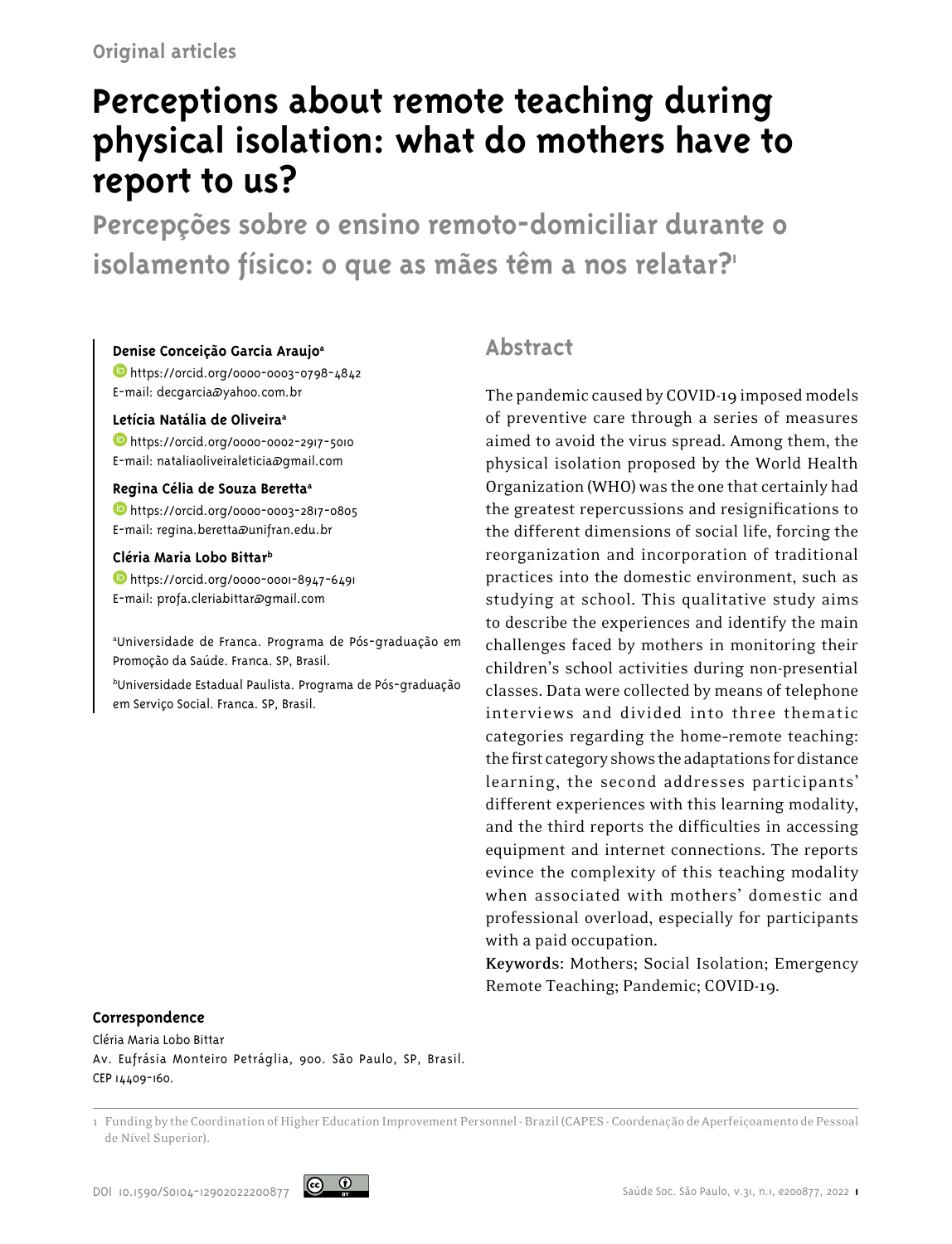Original articles

# Perceptions about remote teaching during physical isolation: what do mothers have to report to us?

## Percepções sobre o ensino remoto-domiciliar durante o isolamento físico: o que as mães têm a nos relatar?[1]

**Denise Conceição Garcia Araujo**[a]
https://orcid.org/0000-0003-0798-4842
E-mail: decgarcia@yahoo.com.br

**Letícia Natália de Oliveira**[a]
https://orcid.org/0000-0002-2917-5010
E-mail: nataliaoliveiraleticia@gmail.com

**Regina Célia de Souza Beretta**[a]
https://orcid.org/0000-0003-2817-0805
E-mail: regina.beretta@unifran.edu.br

**Cléria Maria Lobo Bittar**[b]
https://orcid.org/0000-0001-8947-6491
E-mail: profa.cleriabittar@gmail.com

[a]Universidade de Franca. Programa de Pós-graduação em Promoção da Saúde. Franca. SP, Brasil.

[b]Universidade Estadual Paulista. Programa de Pós-graduação em Serviço Social. Franca. SP, Brasil.

## Abstract

The pandemic caused by COVID-19 imposed models of preventive care through a series of measures aimed to avoid the virus spread. Among them, the physical isolation proposed by the World Health Organization (WHO) was the one that certainly had the greatest repercussions and resignifications to the different dimensions of social life, forcing the reorganization and incorporation of traditional practices into the domestic environment, such as studying at school. This qualitative study aims to describe the experiences and identify the main challenges faced by mothers in monitoring their children's school activities during non-presential classes. Data were collected by means of telephone interviews and divided into three thematic categories regarding the home-remote teaching: the first category shows the adaptations for distance learning, the second addresses participants' different experiences with this learning modality, and the third reports the difficulties in accessing equipment and internet connections. The reports evince the complexity of this teaching modality when associated with mothers' domestic and professional overload, especially for participants with a paid occupation.

**Keywords:** Mothers; Social Isolation; Emergency Remote Teaching; Pandemic; COVID-19.

**Correspondence**
Cléria Maria Lobo Bittar
Av. Eufrásia Monteiro Petráglia, 900. São Paulo, SP, Brasil.
CEP 14409-160.

1 Funding by the Coordination of Higher Education Improvement Personnel - Brazil (CAPES - Coordenação de Aperfeiçoamento de Pessoal de Nível Superior).

DOI 10.1590/S0104-12902022200877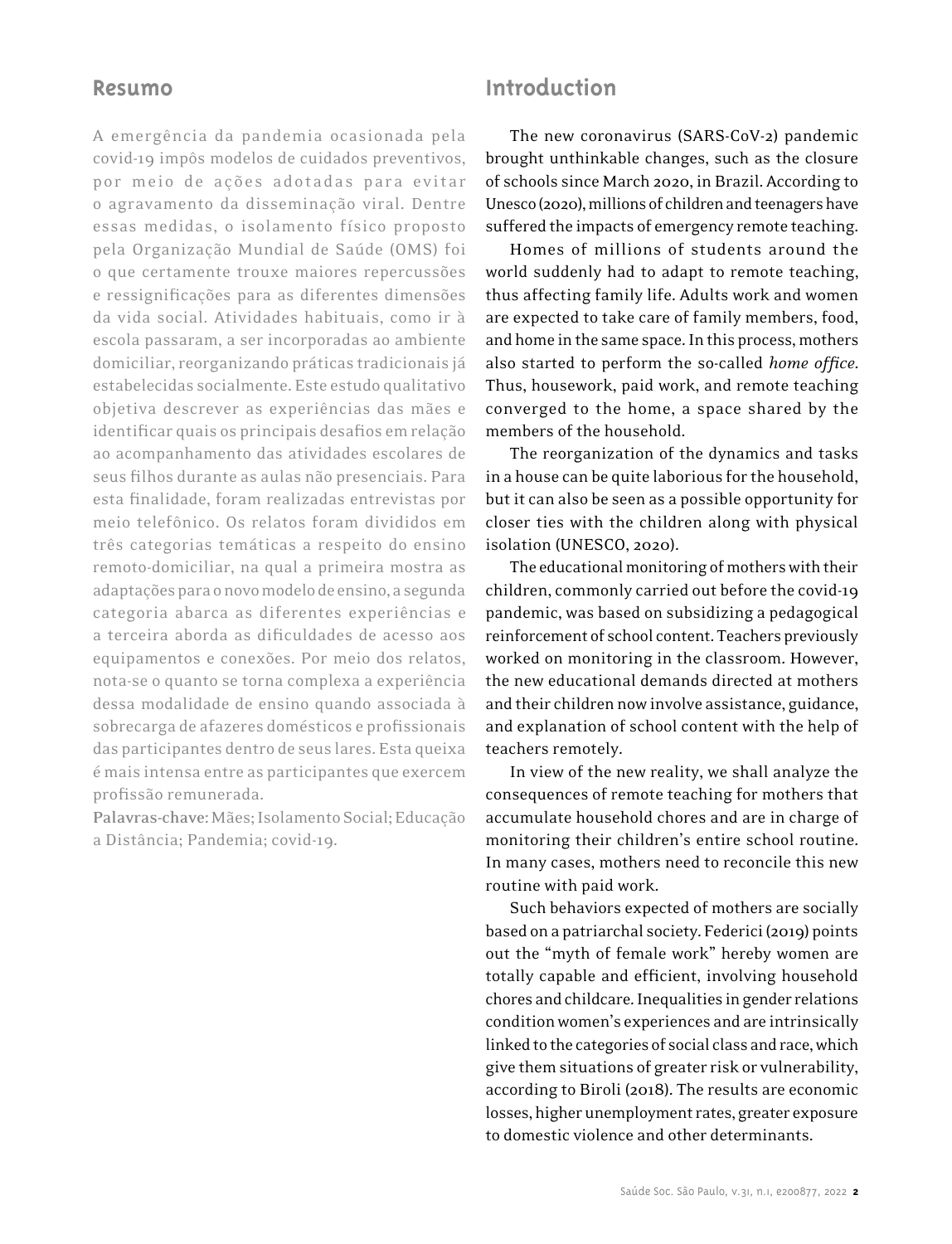## Resumo

A emergência da pandemia ocasionada pela covid-19 impôs modelos de cuidados preventivos, por meio de ações adotadas para evitar o agravamento da disseminação viral. Dentre essas medidas, o isolamento físico proposto pela Organização Mundial de Saúde (OMS) foi o que certamente trouxe maiores repercussões e ressignificações para as diferentes dimensões da vida social. Atividades habituais, como ir à escola passaram, a ser incorporadas ao ambiente domiciliar, reorganizando práticas tradicionais já estabelecidas socialmente. Este estudo qualitativo objetiva descrever as experiências das mães e identificar quais os principais desafios em relação ao acompanhamento das atividades escolares de seus filhos durante as aulas não presenciais. Para esta finalidade, foram realizadas entrevistas por meio telefônico. Os relatos foram divididos em três categorias temáticas a respeito do ensino remoto-domiciliar, na qual a primeira mostra as adaptações para o novo modelo de ensino, a segunda categoria abarca as diferentes experiências e a terceira aborda as dificuldades de acesso aos equipamentos e conexões. Por meio dos relatos, nota-se o quanto se torna complexa a experiência dessa modalidade de ensino quando associada à sobrecarga de afazeres domésticos e profissionais das participantes dentro de seus lares. Esta queixa é mais intensa entre as participantes que exercem profissão remunerada.

**Palavras-chave**: Mães; Isolamento Social; Educação a Distância; Pandemia; covid-19.

## Introduction

The new coronavirus (SARS-CoV-2) pandemic brought unthinkable changes, such as the closure of schools since March 2020, in Brazil. According to Unesco (2020), millions of children and teenagers have suffered the impacts of emergency remote teaching.

Homes of millions of students around the world suddenly had to adapt to remote teaching, thus affecting family life. Adults work and women are expected to take care of family members, food, and home in the same space. In this process, mothers also started to perform the so-called *home office*. Thus, housework, paid work, and remote teaching converged to the home, a space shared by the members of the household.

The reorganization of the dynamics and tasks in a house can be quite laborious for the household, but it can also be seen as a possible opportunity for closer ties with the children along with physical isolation (UNESCO, 2020).

The educational monitoring of mothers with their children, commonly carried out before the covid-19 pandemic, was based on subsidizing a pedagogical reinforcement of school content. Teachers previously worked on monitoring in the classroom. However, the new educational demands directed at mothers and their children now involve assistance, guidance, and explanation of school content with the help of teachers remotely.

In view of the new reality, we shall analyze the consequences of remote teaching for mothers that accumulate household chores and are in charge of monitoring their children's entire school routine. In many cases, mothers need to reconcile this new routine with paid work.

Such behaviors expected of mothers are socially based on a patriarchal society. Federici (2019) points out the "myth of female work" hereby women are totally capable and efficient, involving household chores and childcare. Inequalities in gender relations condition women's experiences and are intrinsically linked to the categories of social class and race, which give them situations of greater risk or vulnerability, according to Biroli (2018). The results are economic losses, higher unemployment rates, greater exposure to domestic violence and other determinants.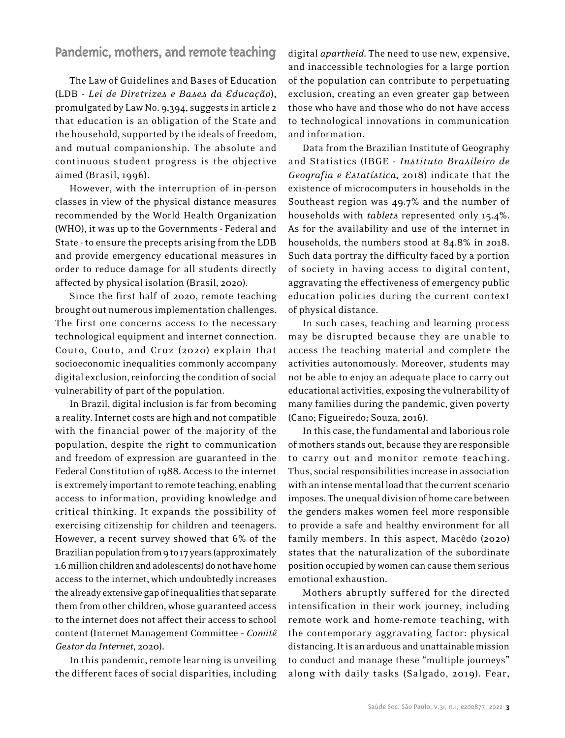## Pandemic, mothers, and remote teaching

The Law of Guidelines and Bases of Education (LDB - *Lei de Diretrizes e Bases da Educação*), promulgated by Law No. 9,394, suggests in article 2 that education is an obligation of the State and the household, supported by the ideals of freedom, and mutual companionship. The absolute and continuous student progress is the objective aimed (Brasil, 1996).

However, with the interruption of in-person classes in view of the physical distance measures recommended by the World Health Organization (WHO), it was up to the Governments - Federal and State - to ensure the precepts arising from the LDB and provide emergency educational measures in order to reduce damage for all students directly affected by physical isolation (Brasil, 2020).

Since the first half of 2020, remote teaching brought out numerous implementation challenges. The first one concerns access to the necessary technological equipment and internet connection. Couto, Couto, and Cruz (2020) explain that socioeconomic inequalities commonly accompany digital exclusion, reinforcing the condition of social vulnerability of part of the population.

In Brazil, digital inclusion is far from becoming a reality. Internet costs are high and not compatible with the financial power of the majority of the population, despite the right to communication and freedom of expression are guaranteed in the Federal Constitution of 1988. Access to the internet is extremely important to remote teaching, enabling access to information, providing knowledge and critical thinking. It expands the possibility of exercising citizenship for children and teenagers. However, a recent survey showed that 6% of the Brazilian population from 9 to 17 years (approximately 1.6 million children and adolescents) do not have home access to the internet, which undoubtedly increases the already extensive gap of inequalities that separate them from other children, whose guaranteed access to the internet does not affect their access to school content (Internet Management Committee – *Comitê Gestor da Internet*, 2020).

In this pandemic, remote learning is unveiling the different faces of social disparities, including digital *apartheid*. The need to use new, expensive, and inaccessible technologies for a large portion of the population can contribute to perpetuating exclusion, creating an even greater gap between those who have and those who do not have access to technological innovations in communication and information.

Data from the Brazilian Institute of Geography and Statistics (IBGE - *Instituto Brasileiro de Geografia e Estatística*, 2018) indicate that the existence of microcomputers in households in the Southeast region was 49.7% and the number of households with *tablets* represented only 15.4%. As for the availability and use of the internet in households, the numbers stood at 84.8% in 2018. Such data portray the difficulty faced by a portion of society in having access to digital content, aggravating the effectiveness of emergency public education policies during the current context of physical distance.

In such cases, teaching and learning process may be disrupted because they are unable to access the teaching material and complete the activities autonomously. Moreover, students may not be able to enjoy an adequate place to carry out educational activities, exposing the vulnerability of many families during the pandemic, given poverty (Cano; Figueiredo; Souza, 2016).

In this case, the fundamental and laborious role of mothers stands out, because they are responsible to carry out and monitor remote teaching. Thus, social responsibilities increase in association with an intense mental load that the current scenario imposes. The unequal division of home care between the genders makes women feel more responsible to provide a safe and healthy environment for all family members. In this aspect, Macêdo (2020) states that the naturalization of the subordinate position occupied by women can cause them serious emotional exhaustion.

Mothers abruptly suffered for the directed intensification in their work journey, including remote work and home-remote teaching, with the contemporary aggravating factor: physical distancing. It is an arduous and unattainable mission to conduct and manage these "multiple journeys" along with daily tasks (Salgado, 2019). Fear,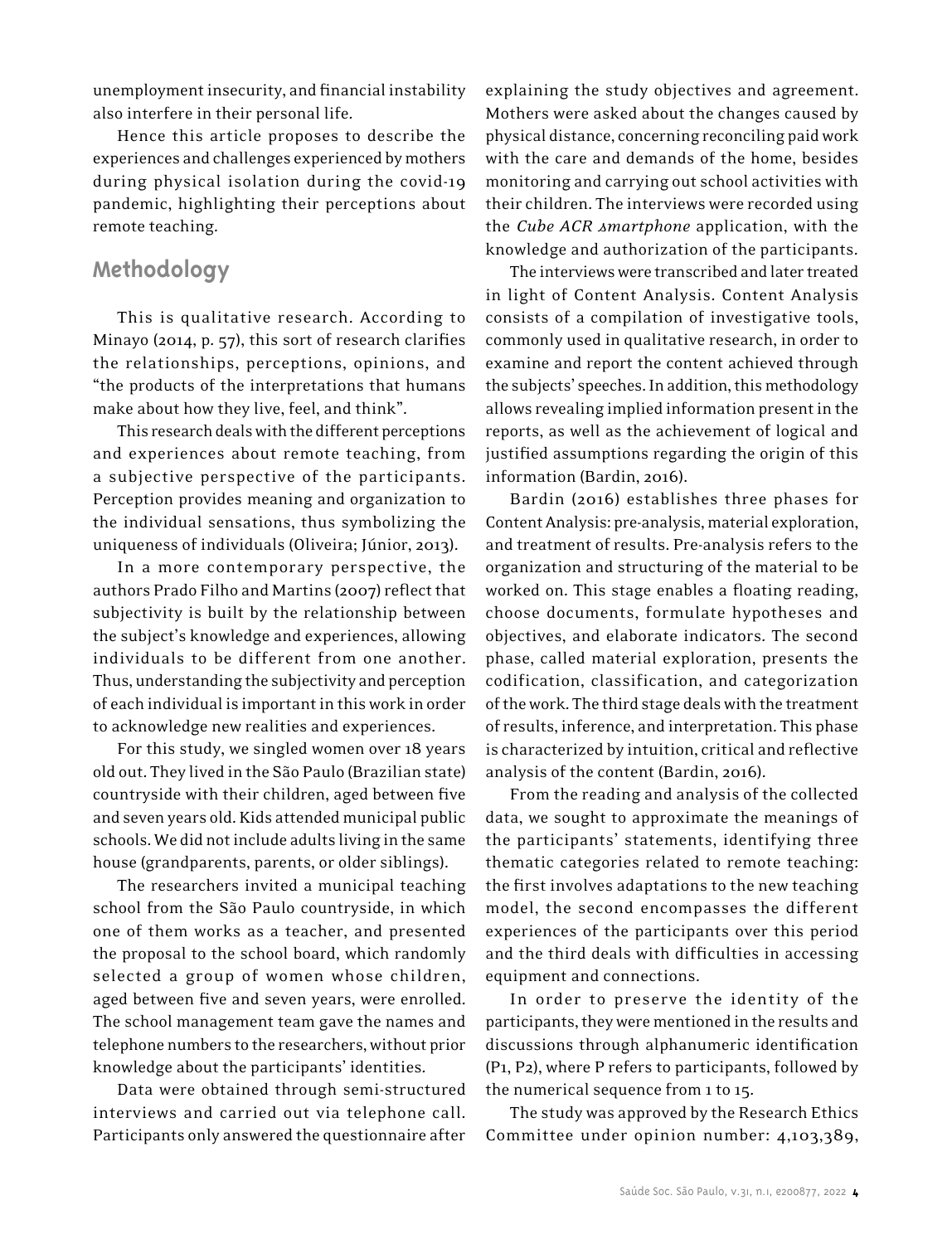unemployment insecurity, and financial instability also interfere in their personal life.

Hence this article proposes to describe the experiences and challenges experienced by mothers during physical isolation during the covid-19 pandemic, highlighting their perceptions about remote teaching.

## Methodology

This is qualitative research. According to Minayo (2014, p. 57), this sort of research clarifies the relationships, perceptions, opinions, and "the products of the interpretations that humans make about how they live, feel, and think".

This research deals with the different perceptions and experiences about remote teaching, from a subjective perspective of the participants. Perception provides meaning and organization to the individual sensations, thus symbolizing the uniqueness of individuals (Oliveira; Júnior, 2013).

In a more contemporary perspective, the authors Prado Filho and Martins (2007) reflect that subjectivity is built by the relationship between the subject's knowledge and experiences, allowing individuals to be different from one another. Thus, understanding the subjectivity and perception of each individual is important in this work in order to acknowledge new realities and experiences.

For this study, we singled women over 18 years old out. They lived in the São Paulo (Brazilian state) countryside with their children, aged between five and seven years old. Kids attended municipal public schools. We did not include adults living in the same house (grandparents, parents, or older siblings).

The researchers invited a municipal teaching school from the São Paulo countryside, in which one of them works as a teacher, and presented the proposal to the school board, which randomly selected a group of women whose children, aged between five and seven years, were enrolled. The school management team gave the names and telephone numbers to the researchers, without prior knowledge about the participants' identities.

Data were obtained through semi-structured interviews and carried out via telephone call. Participants only answered the questionnaire after explaining the study objectives and agreement. Mothers were asked about the changes caused by physical distance, concerning reconciling paid work with the care and demands of the home, besides monitoring and carrying out school activities with their children. The interviews were recorded using the *Cube ACR smartphone* application, with the knowledge and authorization of the participants.

The interviews were transcribed and later treated in light of Content Analysis. Content Analysis consists of a compilation of investigative tools, commonly used in qualitative research, in order to examine and report the content achieved through the subjects' speeches. In addition, this methodology allows revealing implied information present in the reports, as well as the achievement of logical and justified assumptions regarding the origin of this information (Bardin, 2016).

Bardin (2016) establishes three phases for Content Analysis: pre-analysis, material exploration, and treatment of results. Pre-analysis refers to the organization and structuring of the material to be worked on. This stage enables a floating reading, choose documents, formulate hypotheses and objectives, and elaborate indicators. The second phase, called material exploration, presents the codification, classification, and categorization of the work. The third stage deals with the treatment of results, inference, and interpretation. This phase is characterized by intuition, critical and reflective analysis of the content (Bardin, 2016).

From the reading and analysis of the collected data, we sought to approximate the meanings of the participants' statements, identifying three thematic categories related to remote teaching: the first involves adaptations to the new teaching model, the second encompasses the different experiences of the participants over this period and the third deals with difficulties in accessing equipment and connections.

In order to preserve the identity of the participants, they were mentioned in the results and discussions through alphanumeric identification (P1, P2), where P refers to participants, followed by the numerical sequence from 1 to 15.

The study was approved by the Research Ethics Committee under opinion number: 4,103,389,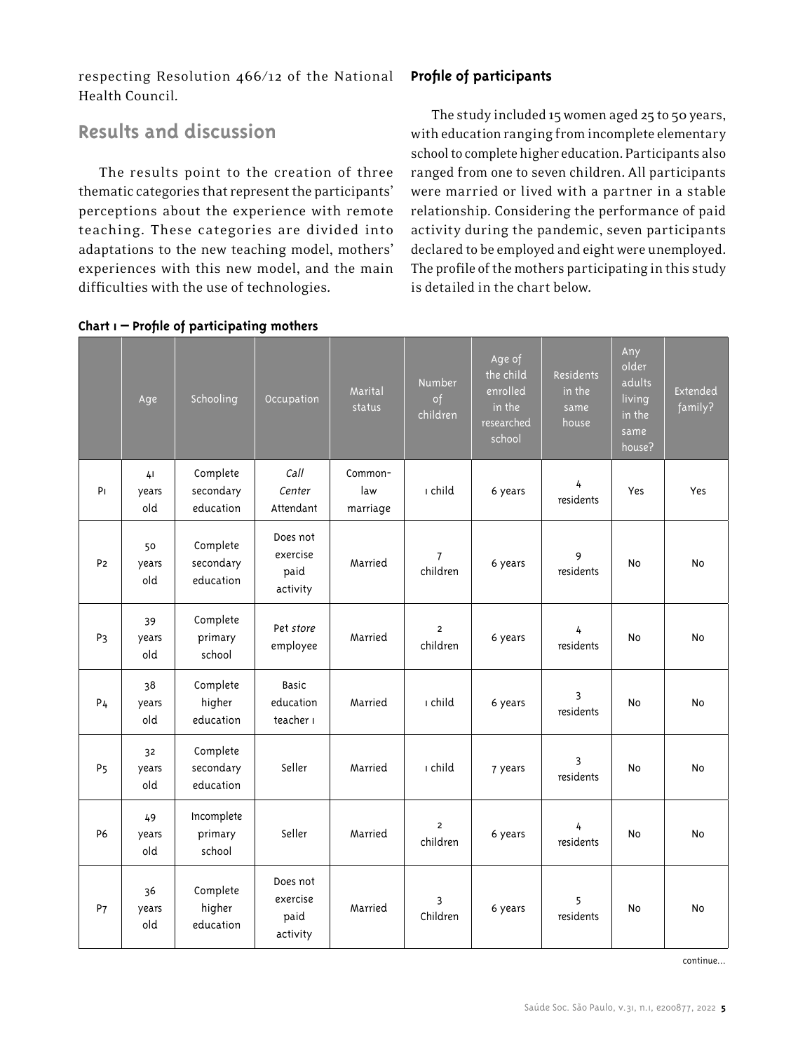respecting Resolution 466/12 of the National Health Council.

## Results and discussion

The results point to the creation of three thematic categories that represent the participants' perceptions about the experience with remote teaching. These categories are divided into adaptations to the new teaching model, mothers' experiences with this new model, and the main difficulties with the use of technologies.

### Profile of participants

The study included 15 women aged 25 to 50 years, with education ranging from incomplete elementary school to complete higher education. Participants also ranged from one to seven children. All participants were married or lived with a partner in a stable relationship. Considering the performance of paid activity during the pandemic, seven participants declared to be employed and eight were unemployed. The profile of the mothers participating in this study is detailed in the chart below.

**Chart 1 – Profile of participating mothers**

| | Age | Schooling | Occupation | Marital status | Number of children | Age of the child enrolled in the researched school | Residents in the same house | Any older adults living in the same house? | Extended family? |
|---|---|---|---|---|---|---|---|---|---|
| P1 | 41 years old | Complete secondary education | *Call Center* Attendant | Common-law marriage | 1 child | 6 years | 4 residents | Yes | Yes |
| P2 | 50 years old | Complete secondary education | Does not exercise paid activity | Married | 7 children | 6 years | 9 residents | No | No |
| P3 | 39 years old | Complete primary school | Pet *store* employee | Married | 2 children | 6 years | 4 residents | No | No |
| P4 | 38 years old | Complete higher education | Basic education teacher 1 | Married | 1 child | 6 years | 3 residents | No | No |
| P5 | 32 years old | Complete secondary education | Seller | Married | 1 child | 7 years | 3 residents | No | No |
| P6 | 49 years old | Incomplete primary school | Seller | Married | 2 children | 6 years | 4 residents | No | No |
| P7 | 36 years old | Complete higher education | Does not exercise paid activity | Married | 3 Children | 6 years | 5 residents | No | No |

continue...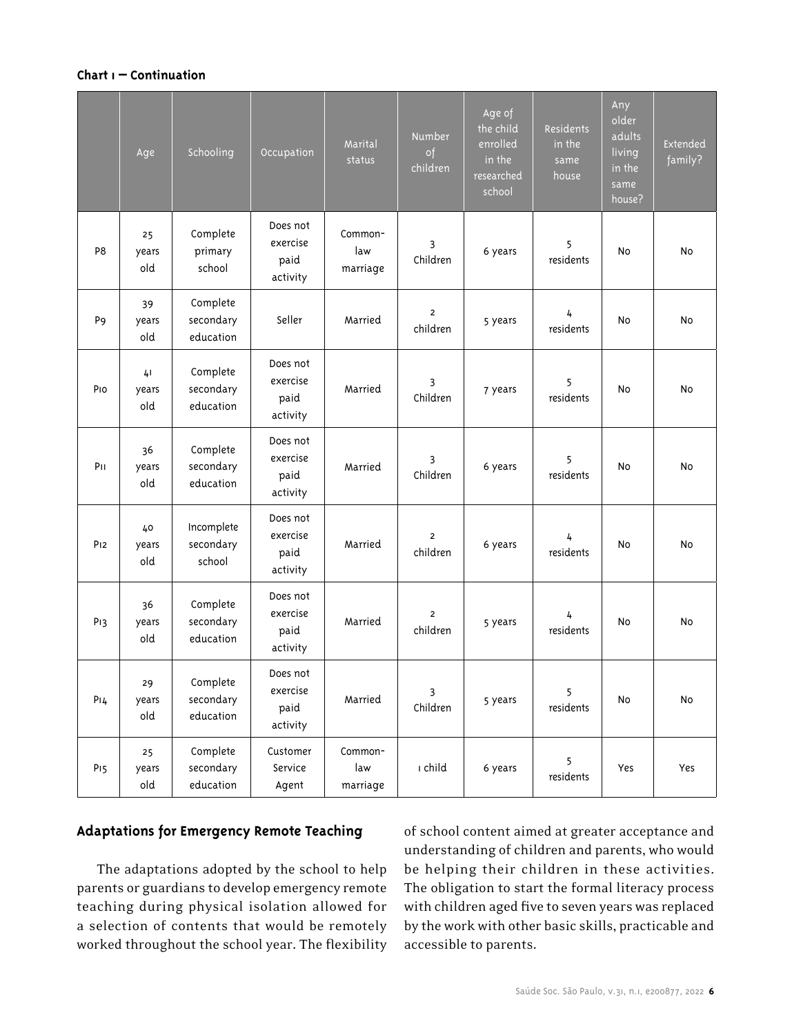**Chart 1 — Continuation**

| | Age | Schooling | Occupation | Marital status | Number of children | Age of the child enrolled in the researched school | Residents in the same house | Any older adults living in the same house? | Extended family? |
|---|---|---|---|---|---|---|---|---|---|
| P8 | 25 years old | Complete primary school | Does not exercise paid activity | Common-law marriage | 3 Children | 6 years | 5 residents | No | No |
| P9 | 39 years old | Complete secondary education | Seller | Married | 2 children | 5 years | 4 residents | No | No |
| P10 | 41 years old | Complete secondary education | Does not exercise paid activity | Married | 3 Children | 7 years | 5 residents | No | No |
| P11 | 36 years old | Complete secondary education | Does not exercise paid activity | Married | 3 Children | 6 years | 5 residents | No | No |
| P12 | 40 years old | Incomplete secondary school | Does not exercise paid activity | Married | 2 children | 6 years | 4 residents | No | No |
| P13 | 36 years old | Complete secondary education | Does not exercise paid activity | Married | 2 children | 5 years | 4 residents | No | No |
| P14 | 29 years old | Complete secondary education | Does not exercise paid activity | Married | 3 Children | 5 years | 5 residents | No | No |
| P15 | 25 years old | Complete secondary education | Customer Service Agent | Common-law marriage | 1 child | 6 years | 5 residents | Yes | Yes |

## Adaptations for Emergency Remote Teaching

The adaptations adopted by the school to help parents or guardians to develop emergency remote teaching during physical isolation allowed for a selection of contents that would be remotely worked throughout the school year. The flexibility of school content aimed at greater acceptance and understanding of children and parents, who would be helping their children in these activities. The obligation to start the formal literacy process with children aged five to seven years was replaced by the work with other basic skills, practicable and accessible to parents.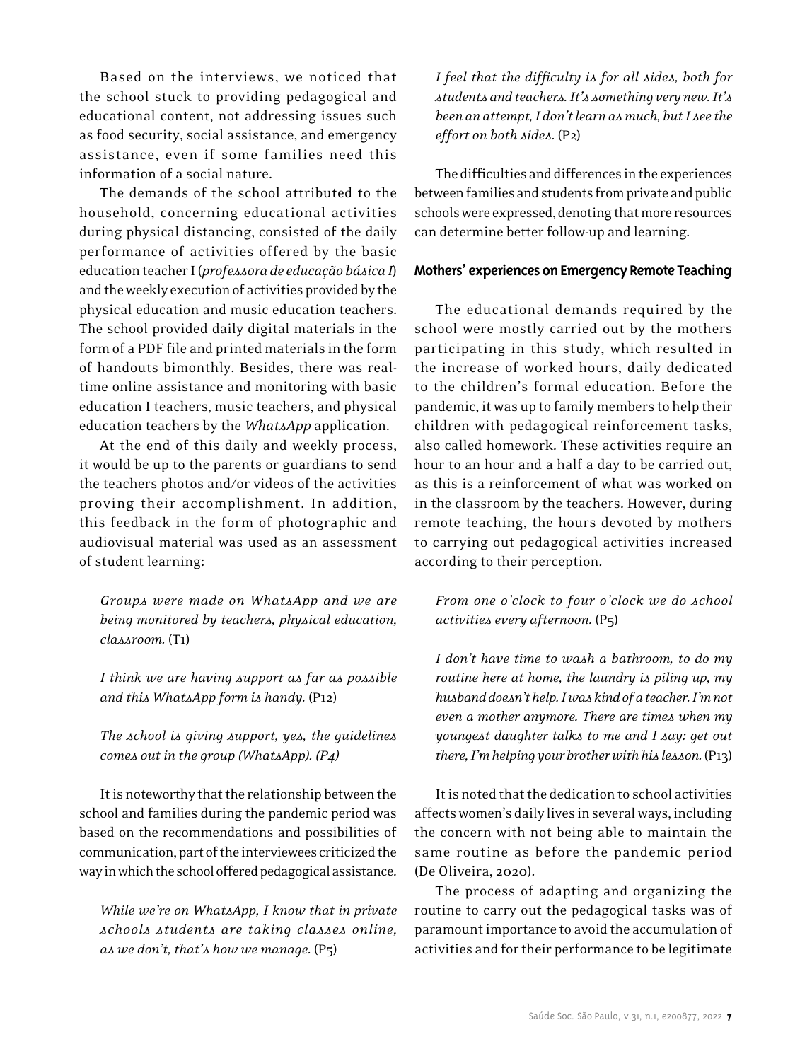Based on the interviews, we noticed that the school stuck to providing pedagogical and educational content, not addressing issues such as food security, social assistance, and emergency assistance, even if some families need this information of a social nature.

The demands of the school attributed to the household, concerning educational activities during physical distancing, consisted of the daily performance of activities offered by the basic education teacher I (*professora de educação básica I*) and the weekly execution of activities provided by the physical education and music education teachers. The school provided daily digital materials in the form of a PDF file and printed materials in the form of handouts bimonthly. Besides, there was real-time online assistance and monitoring with basic education I teachers, music teachers, and physical education teachers by the *WhatsApp* application.

At the end of this daily and weekly process, it would be up to the parents or guardians to send the teachers photos and/or videos of the activities proving their accomplishment. In addition, this feedback in the form of photographic and audiovisual material was used as an assessment of student learning:

> *Groups were made on WhatsApp and we are being monitored by teachers, physical education, classroom.* (T1)

> *I think we are having support as far as possible and this WhatsApp form is handy.* (P12)

> *The school is giving support, yes, the guidelines comes out in the group (WhatsApp). (P4)*

It is noteworthy that the relationship between the school and families during the pandemic period was based on the recommendations and possibilities of communication, part of the interviewees criticized the way in which the school offered pedagogical assistance.

> *While we're on WhatsApp, I know that in private schools students are taking classes online, as we don't, that's how we manage.* (P5)

> *I feel that the difficulty is for all sides, both for students and teachers. It's something very new. It's been an attempt, I don't learn as much, but I see the effort on both sides.* (P2)

The difficulties and differences in the experiences between families and students from private and public schools were expressed, denoting that more resources can determine better follow-up and learning.

## Mothers' experiences on Emergency Remote Teaching

The educational demands required by the school were mostly carried out by the mothers participating in this study, which resulted in the increase of worked hours, daily dedicated to the children's formal education. Before the pandemic, it was up to family members to help their children with pedagogical reinforcement tasks, also called homework. These activities require an hour to an hour and a half a day to be carried out, as this is a reinforcement of what was worked on in the classroom by the teachers. However, during remote teaching, the hours devoted by mothers to carrying out pedagogical activities increased according to their perception.

> *From one o'clock to four o'clock we do school activities every afternoon.* (P5)

> *I don't have time to wash a bathroom, to do my routine here at home, the laundry is piling up, my husband doesn't help. I was kind of a teacher. I'm not even a mother anymore. There are times when my youngest daughter talks to me and I say: get out there, I'm helping your brother with his lesson.* (P13)

It is noted that the dedication to school activities affects women's daily lives in several ways, including the concern with not being able to maintain the same routine as before the pandemic period (De Oliveira, 2020).

The process of adapting and organizing the routine to carry out the pedagogical tasks was of paramount importance to avoid the accumulation of activities and for their performance to be legitimate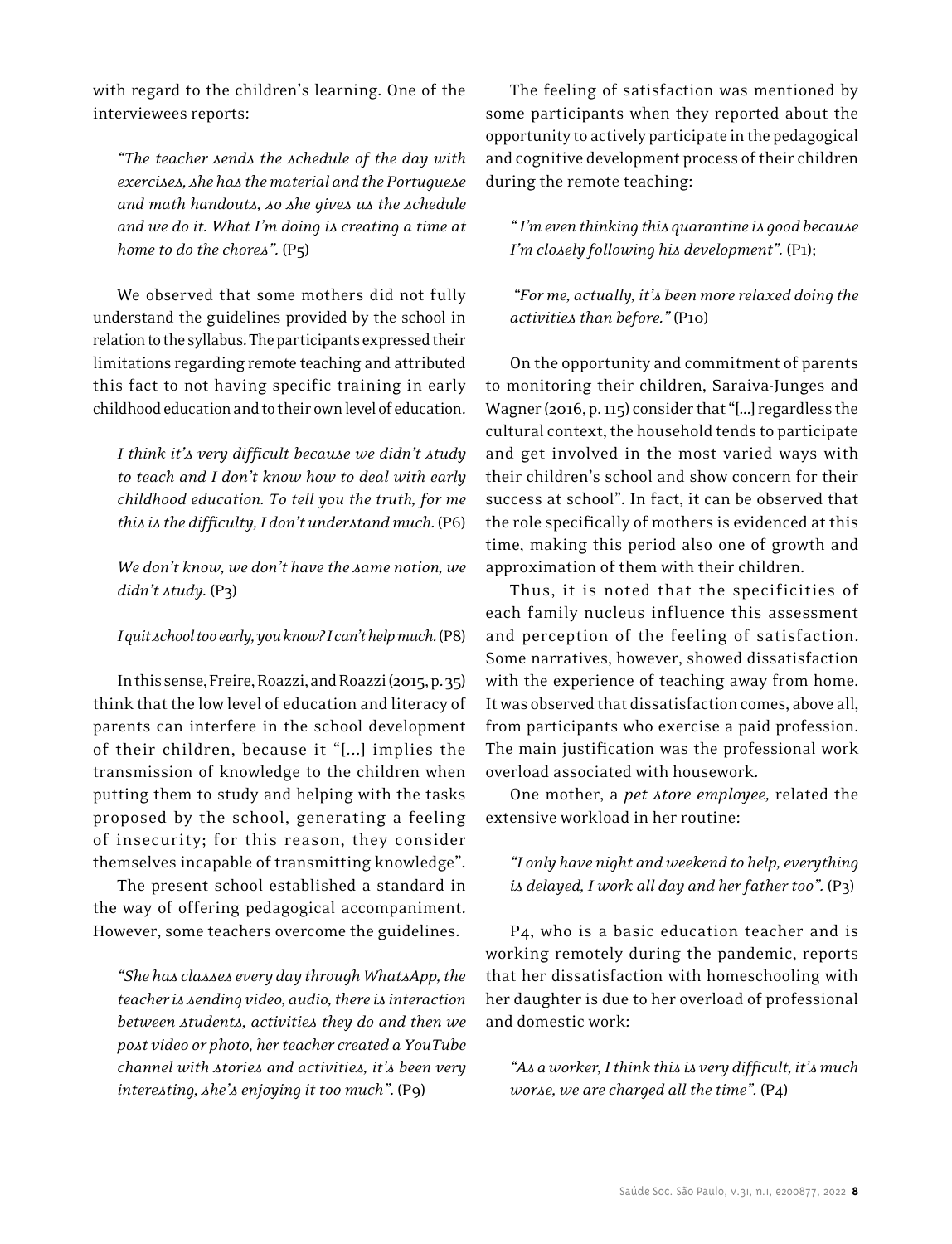with regard to the children's learning. One of the interviewees reports:

> *"The teacher sends the schedule of the day with exercises, she has the material and the Portuguese and math handouts, so she gives us the schedule and we do it. What I'm doing is creating a time at home to do the chores".* (P5)

We observed that some mothers did not fully understand the guidelines provided by the school in relation to the syllabus. The participants expressed their limitations regarding remote teaching and attributed this fact to not having specific training in early childhood education and to their own level of education.

> *I think it's very difficult because we didn't study to teach and I don't know how to deal with early childhood education. To tell you the truth, for me this is the difficulty, I don't understand much.* (P6)

> *We don't know, we don't have the same notion, we didn't study.* (P3)

> *I quit school too early, you know? I can't help much.* (P8)

In this sense, Freire, Roazzi, and Roazzi (2015, p. 35) think that the low level of education and literacy of parents can interfere in the school development of their children, because it "[...] implies the transmission of knowledge to the children when putting them to study and helping with the tasks proposed by the school, generating a feeling of insecurity; for this reason, they consider themselves incapable of transmitting knowledge".

The present school established a standard in the way of offering pedagogical accompaniment. However, some teachers overcome the guidelines.

> *"She has classes every day through WhatsApp, the teacher is sending video, audio, there is interaction between students, activities they do and then we post video or photo, her teacher created a YouTube channel with stories and activities, it's been very interesting, she's enjoying it too much".* (P9)

The feeling of satisfaction was mentioned by some participants when they reported about the opportunity to actively participate in the pedagogical and cognitive development process of their children during the remote teaching:

> *" I'm even thinking this quarantine is good because I'm closely following his development".* (P1);

> *"For me, actually, it's been more relaxed doing the activities than before."* (P10)

On the opportunity and commitment of parents to monitoring their children, Saraiva-Junges and Wagner (2016, p. 115) consider that "[...] regardless the cultural context, the household tends to participate and get involved in the most varied ways with their children's school and show concern for their success at school". In fact, it can be observed that the role specifically of mothers is evidenced at this time, making this period also one of growth and approximation of them with their children.

Thus, it is noted that the specificities of each family nucleus influence this assessment and perception of the feeling of satisfaction. Some narratives, however, showed dissatisfaction with the experience of teaching away from home. It was observed that dissatisfaction comes, above all, from participants who exercise a paid profession. The main justification was the professional work overload associated with housework.

One mother, a *pet store employee,* related the extensive workload in her routine:

> *"I only have night and weekend to help, everything is delayed, I work all day and her father too".* (P3)

P4, who is a basic education teacher and is working remotely during the pandemic, reports that her dissatisfaction with homeschooling with her daughter is due to her overload of professional and domestic work:

> *"As a worker, I think this is very difficult, it's much worse, we are charged all the time".* (P4)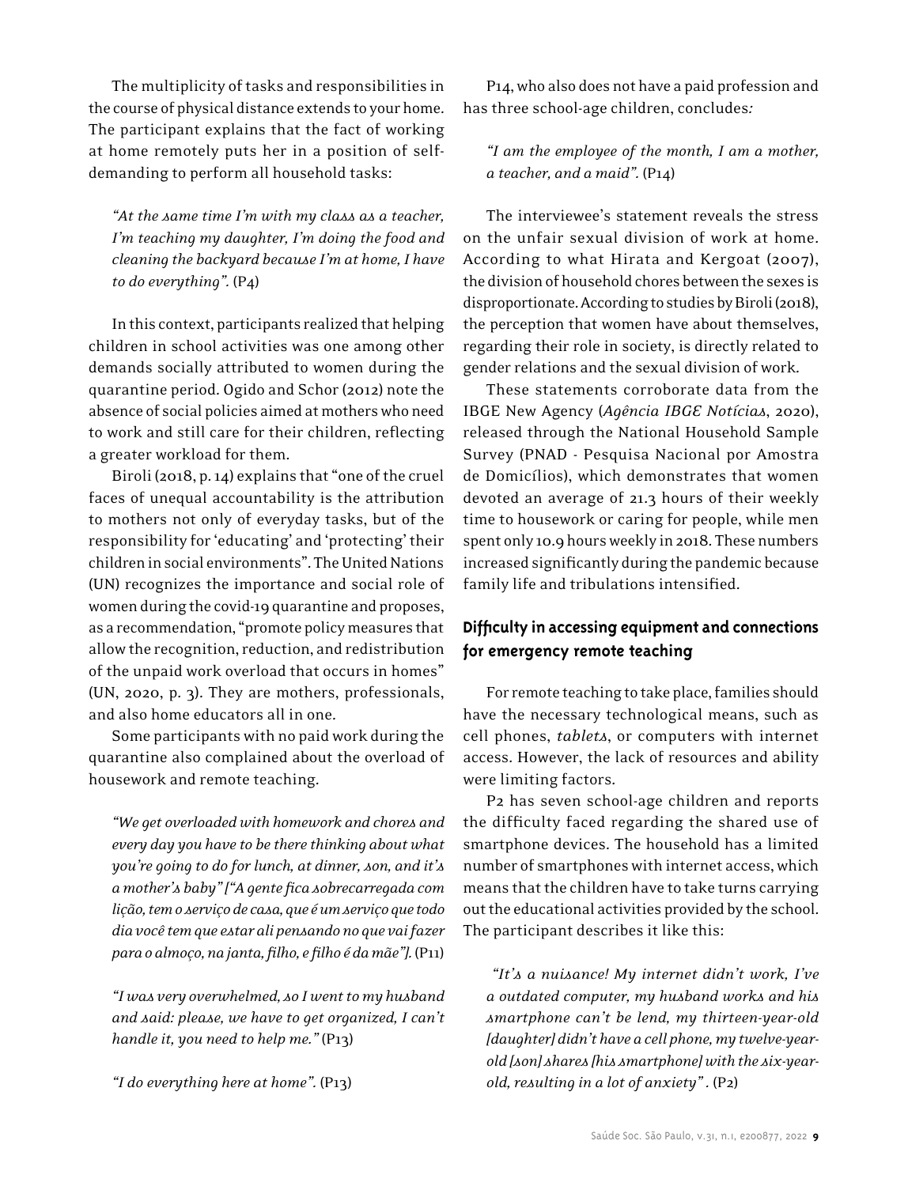The multiplicity of tasks and responsibilities in the course of physical distance extends to your home. The participant explains that the fact of working at home remotely puts her in a position of self-demanding to perform all household tasks:

> *"At the same time I'm with my class as a teacher, I'm teaching my daughter, I'm doing the food and cleaning the backyard because I'm at home, I have to do everything".* (P4)

In this context, participants realized that helping children in school activities was one among other demands socially attributed to women during the quarantine period. Ogido and Schor (2012) note the absence of social policies aimed at mothers who need to work and still care for their children, reflecting a greater workload for them.

Biroli (2018, p. 14) explains that "one of the cruel faces of unequal accountability is the attribution to mothers not only of everyday tasks, but of the responsibility for 'educating' and 'protecting' their children in social environments". The United Nations (UN) recognizes the importance and social role of women during the covid-19 quarantine and proposes, as a recommendation, "promote policy measures that allow the recognition, reduction, and redistribution of the unpaid work overload that occurs in homes" (UN, 2020, p. 3). They are mothers, professionals, and also home educators all in one.

Some participants with no paid work during the quarantine also complained about the overload of housework and remote teaching.

> *"We get overloaded with homework and chores and every day you have to be there thinking about what you're going to do for lunch, at dinner, son, and it's a mother's baby" ["A gente fica sobrecarregada com lição, tem o serviço de casa, que é um serviço que todo dia você tem que estar ali pensando no que vai fazer para o almoço, na janta, filho, e filho é da mãe"].* (P11)

> *"I was very overwhelmed, so I went to my husband and said: please, we have to get organized, I can't handle it, you need to help me."* (P13)

> *"I do everything here at home".* (P13)

P14, who also does not have a paid profession and has three school-age children, concludes*:*

> *"I am the employee of the month, I am a mother, a teacher, and a maid".* (P14)

The interviewee's statement reveals the stress on the unfair sexual division of work at home. According to what Hirata and Kergoat (2007), the division of household chores between the sexes is disproportionate. According to studies by Biroli (2018), the perception that women have about themselves, regarding their role in society, is directly related to gender relations and the sexual division of work.

These statements corroborate data from the IBGE New Agency (*Agência IBGE Notícias*, 2020), released through the National Household Sample Survey (PNAD - Pesquisa Nacional por Amostra de Domicílios), which demonstrates that women devoted an average of 21.3 hours of their weekly time to housework or caring for people, while men spent only 10.9 hours weekly in 2018. These numbers increased significantly during the pandemic because family life and tribulations intensified.

### Difficulty in accessing equipment and connections for emergency remote teaching

For remote teaching to take place, families should have the necessary technological means, such as cell phones, *tablets*, or computers with internet access. However, the lack of resources and ability were limiting factors.

P2 has seven school-age children and reports the difficulty faced regarding the shared use of smartphone devices. The household has a limited number of smartphones with internet access, which means that the children have to take turns carrying out the educational activities provided by the school. The participant describes it like this:

> *"It's a nuisance! My internet didn't work, I've a outdated computer, my husband works and his smartphone can't be lend, my thirteen-year-old [daughter] didn't have a cell phone, my twelve-year-old [son] shares [his smartphone] with the six-year-old, resulting in a lot of anxiety" .* (P2)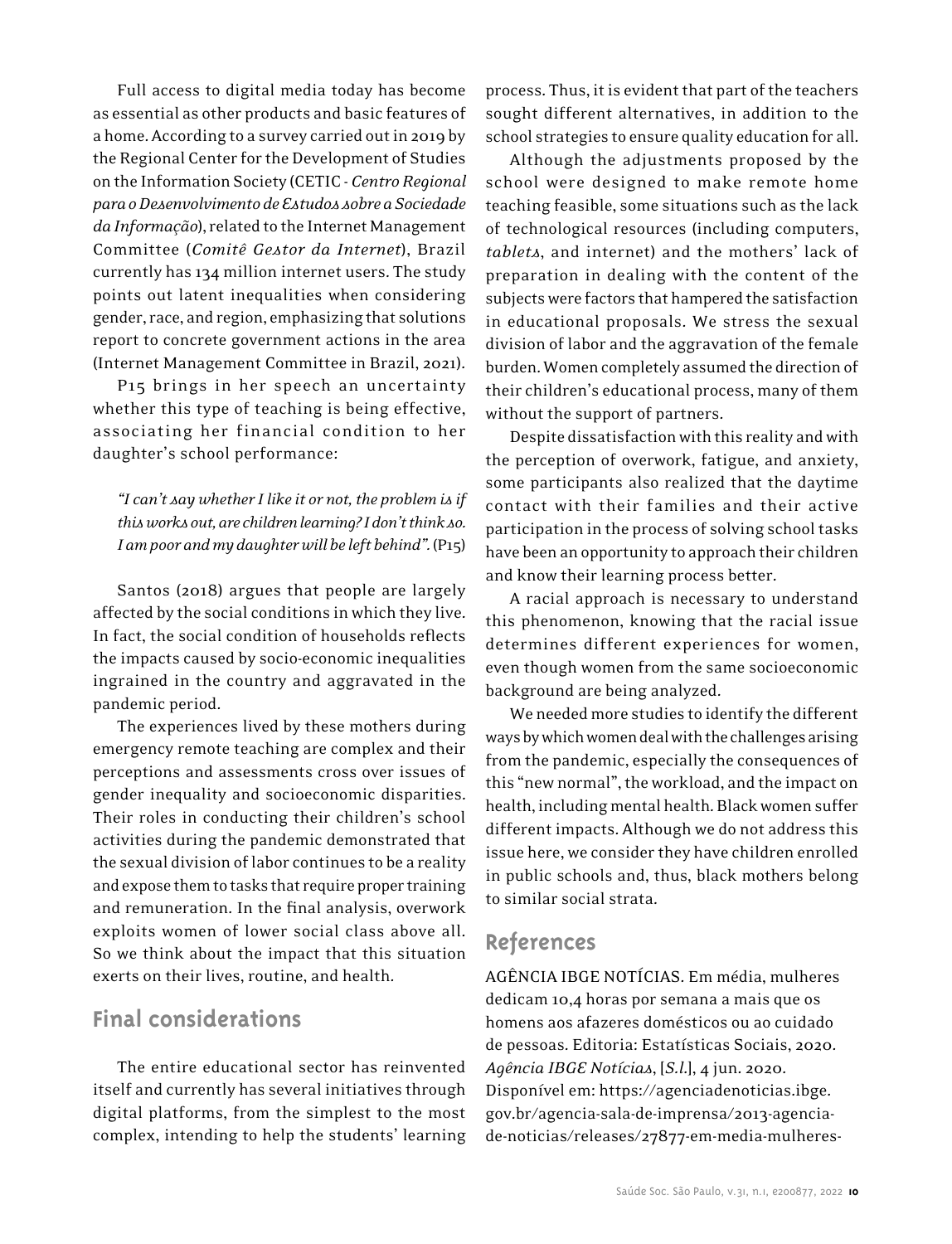Full access to digital media today has become as essential as other products and basic features of a home. According to a survey carried out in 2019 by the Regional Center for the Development of Studies on the Information Society (CETIC - *Centro Regional para o Desenvolvimento de Estudos sobre a Sociedade da Informação*), related to the Internet Management Committee (*Comitê Gestor da Internet*), Brazil currently has 134 million internet users. The study points out latent inequalities when considering gender, race, and region, emphasizing that solutions report to concrete government actions in the area (Internet Management Committee in Brazil, 2021).

P15 brings in her speech an uncertainty whether this type of teaching is being effective, associating her financial condition to her daughter's school performance:

> *"I can't say whether I like it or not, the problem is if this works out, are children learning? I don't think so. I am poor and my daughter will be left behind".* (P15)

Santos (2018) argues that people are largely affected by the social conditions in which they live. In fact, the social condition of households reflects the impacts caused by socio-economic inequalities ingrained in the country and aggravated in the pandemic period.

The experiences lived by these mothers during emergency remote teaching are complex and their perceptions and assessments cross over issues of gender inequality and socioeconomic disparities. Their roles in conducting their children's school activities during the pandemic demonstrated that the sexual division of labor continues to be a reality and expose them to tasks that require proper training and remuneration. In the final analysis, overwork exploits women of lower social class above all. So we think about the impact that this situation exerts on their lives, routine, and health.

## Final considerations

The entire educational sector has reinvented itself and currently has several initiatives through digital platforms, from the simplest to the most complex, intending to help the students' learning process. Thus, it is evident that part of the teachers sought different alternatives, in addition to the school strategies to ensure quality education for all.

Although the adjustments proposed by the school were designed to make remote home teaching feasible, some situations such as the lack of technological resources (including computers, *tablets*, and internet) and the mothers' lack of preparation in dealing with the content of the subjects were factors that hampered the satisfaction in educational proposals. We stress the sexual division of labor and the aggravation of the female burden. Women completely assumed the direction of their children's educational process, many of them without the support of partners.

Despite dissatisfaction with this reality and with the perception of overwork, fatigue, and anxiety, some participants also realized that the daytime contact with their families and their active participation in the process of solving school tasks have been an opportunity to approach their children and know their learning process better.

A racial approach is necessary to understand this phenomenon, knowing that the racial issue determines different experiences for women, even though women from the same socioeconomic background are being analyzed.

We needed more studies to identify the different ways by which women deal with the challenges arising from the pandemic, especially the consequences of this "new normal", the workload, and the impact on health, including mental health. Black women suffer different impacts. Although we do not address this issue here, we consider they have children enrolled in public schools and, thus, black mothers belong to similar social strata.

## References

AGÊNCIA IBGE NOTÍCIAS. Em média, mulheres dedicam 10,4 horas por semana a mais que os homens aos afazeres domésticos ou ao cuidado de pessoas. Editoria: Estatísticas Sociais, 2020. *Agência IBGE Notícias*, [*S.l.*], 4 jun. 2020. Disponível em: https://agenciadenoticias.ibge.gov.br/agencia-sala-de-imprensa/2013-agencia-de-noticias/releases/27877-em-media-mulheres-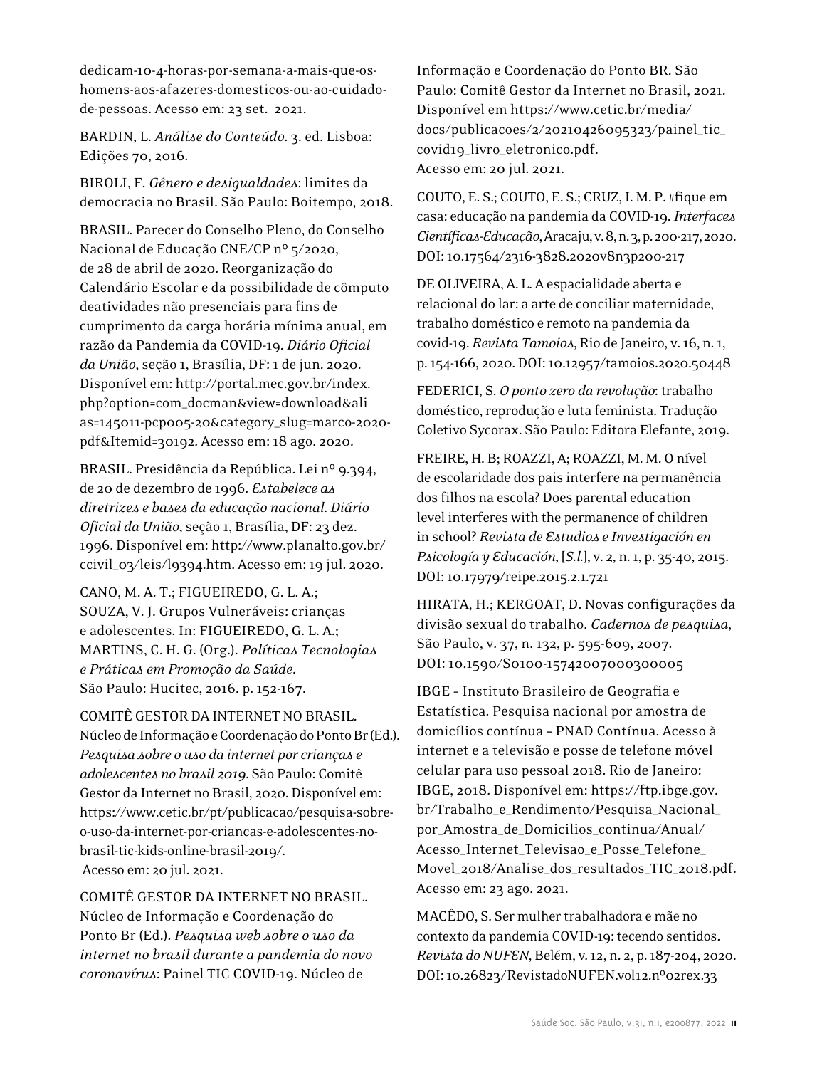dedicam-10-4-horas-por-semana-a-mais-que-os-homens-aos-afazeres-domesticos-ou-ao-cuidado-de-pessoas. Acesso em: 23 set. 2021.

BARDIN, L. *Análise do Conteúdo*. 3. ed. Lisboa: Edições 70, 2016.

BIROLI, F. *Gênero e desigualdades*: limites da democracia no Brasil. São Paulo: Boitempo, 2018.

BRASIL. Parecer do Conselho Pleno, do Conselho Nacional de Educação CNE/CP nº 5/2020, de 28 de abril de 2020. Reorganização do Calendário Escolar e da possibilidade de cômputo deatividades não presenciais para fins de cumprimento da carga horária mínima anual, em razão da Pandemia da COVID-19. *Diário Oficial da União*, seção 1, Brasília, DF: 1 de jun. 2020. Disponível em: http://portal.mec.gov.br/index.php?option=com_docman&view=download&alias=145011-pcp005-20&category_slug=marco-2020-pdf&Itemid=30192. Acesso em: 18 ago. 2020.

BRASIL. Presidência da República. Lei nº 9.394, de 20 de dezembro de 1996. *Estabelece as diretrizes e bases da educação nacional. Diário Oficial da União*, seção 1, Brasília, DF: 23 dez. 1996. Disponível em: http://www.planalto.gov.br/ccivil_03/leis/l9394.htm. Acesso em: 19 jul. 2020.

CANO, M. A. T.; FIGUEIREDO, G. L. A.; SOUZA, V. J. Grupos Vulneráveis: crianças e adolescentes. In: FIGUEIREDO, G. L. A.; MARTINS, C. H. G. (Org.). *Políticas Tecnologias e Práticas em Promoção da Saúde*. São Paulo: Hucitec, 2016. p. 152-167.

COMITÊ GESTOR DA INTERNET NO BRASIL. Núcleo de Informação e Coordenação do Ponto Br (Ed.). *Pesquisa sobre o uso da internet por crianças e adolescentes no brasil 2019*. São Paulo: Comitê Gestor da Internet no Brasil, 2020. Disponível em: https://www.cetic.br/pt/publicacao/pesquisa-sobre-o-uso-da-internet-por-criancas-e-adolescentes-no-brasil-tic-kids-online-brasil-2019/. Acesso em: 20 jul. 2021.

COMITÊ GESTOR DA INTERNET NO BRASIL. Núcleo de Informação e Coordenação do Ponto Br (Ed.). *Pesquisa web sobre o uso da internet no brasil durante a pandemia do novo coronavírus*: Painel TIC COVID-19. Núcleo de Informação e Coordenação do Ponto BR. São Paulo: Comitê Gestor da Internet no Brasil, 2021. Disponível em https://www.cetic.br/media/docs/publicacoes/2/20210426095323/painel_tic_covid19_livro_eletronico.pdf. Acesso em: 20 jul. 2021.

COUTO, E. S.; COUTO, E. S.; CRUZ, I. M. P. #fique em casa: educação na pandemia da COVID-19. *Interfaces Científicas-Educação*, Aracaju, v. 8, n. 3, p. 200-217, 2020. DOI: 10.17564/2316-3828.2020v8n3p200-217

DE OLIVEIRA, A. L. A espacialidade aberta e relacional do lar: a arte de conciliar maternidade, trabalho doméstico e remoto na pandemia da covid-19. *Revista Tamoios*, Rio de Janeiro, v. 16, n. 1, p. 154-166, 2020. DOI: 10.12957/tamoios.2020.50448

FEDERICI, S. *O ponto zero da revolução*: trabalho doméstico, reprodução e luta feminista. Tradução Coletivo Sycorax. São Paulo: Editora Elefante, 2019.

FREIRE, H. B; ROAZZI, A; ROAZZI, M. M. O nível de escolaridade dos pais interfere na permanência dos filhos na escola? Does parental education level interferes with the permanence of children in school? *Revista de Estudios e Investigación en Psicología y Educación*, [*S.l.*], v. 2, n. 1, p. 35-40, 2015. DOI: 10.17979/reipe.2015.2.1.721

HIRATA, H.; KERGOAT, D. Novas configurações da divisão sexual do trabalho. *Cadernos de pesquisa*, São Paulo, v. 37, n. 132, p. 595-609, 2007. DOI: 10.1590/S0100-15742007000300005

IBGE – Instituto Brasileiro de Geografia e Estatística. Pesquisa nacional por amostra de domicílios contínua – PNAD Contínua. Acesso à internet e a televisão e posse de telefone móvel celular para uso pessoal 2018. Rio de Janeiro: IBGE, 2018. Disponível em: https://ftp.ibge.gov.br/Trabalho_e_Rendimento/Pesquisa_Nacional_por_Amostra_de_Domicilios_continua/Anual/Acesso_Internet_Televisao_e_Posse_Telefone_Movel_2018/Analise_dos_resultados_TIC_2018.pdf. Acesso em: 23 ago. 2021.

MACÊDO, S. Ser mulher trabalhadora e mãe no contexto da pandemia COVID-19: tecendo sentidos. *Revista do NUFEN*, Belém, v. 12, n. 2, p. 187-204, 2020. DOI: 10.26823/RevistadoNUFEN.vol12.nº02rex.33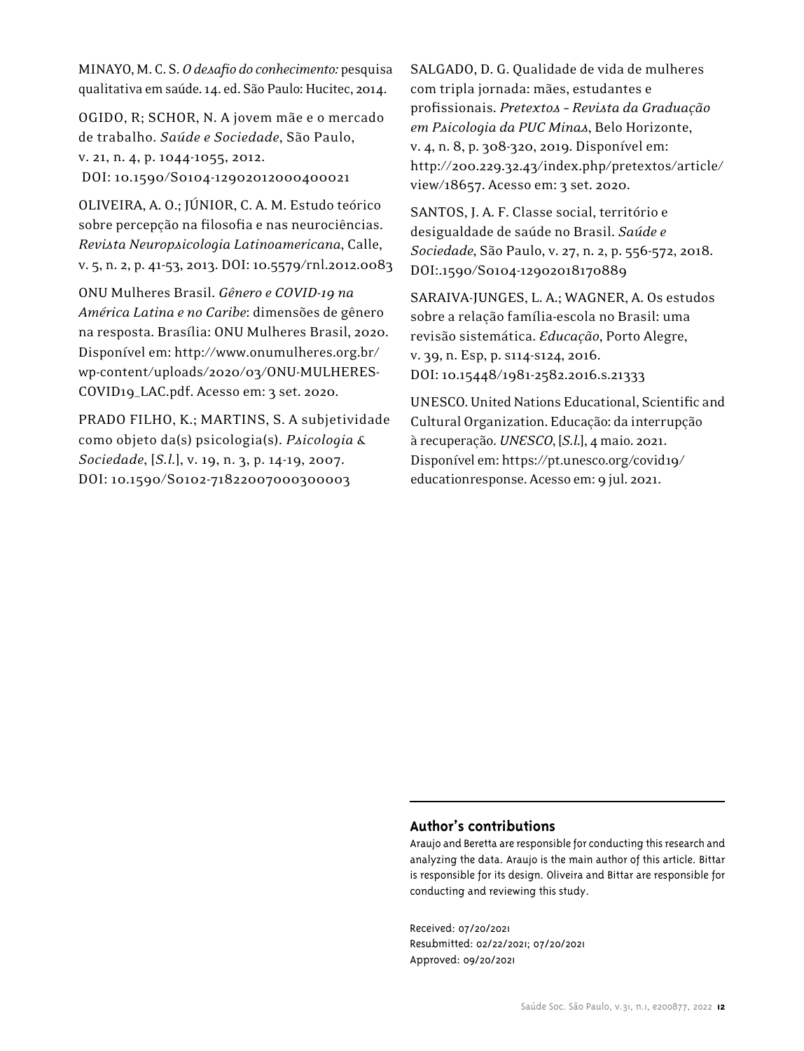MINAYO, M. C. S. *O desafio do conhecimento:* pesquisa qualitativa em saúde. 14. ed. São Paulo: Hucitec, 2014.

OGIDO, R; SCHOR, N. A jovem mãe e o mercado de trabalho. *Saúde e Sociedade*, São Paulo, v. 21, n. 4, p. 1044-1055, 2012. DOI: 10.1590/S0104-12902012000400021

OLIVEIRA, A. O.; JÚNIOR, C. A. M. Estudo teórico sobre percepção na filosofia e nas neurociências. *Revista Neuropsicologia Latinoamericana*, Calle, v. 5, n. 2, p. 41-53, 2013. DOI: 10.5579/rnl.2012.0083

ONU Mulheres Brasil. *Gênero e COVID-19 na América Latina e no Caribe*: dimensões de gênero na resposta. Brasília: ONU Mulheres Brasil, 2020. Disponível em: http://www.onumulheres.org.br/wp-content/uploads/2020/03/ONU-MULHERES-COVID19_LAC.pdf. Acesso em: 3 set. 2020.

PRADO FILHO, K.; MARTINS, S. A subjetividade como objeto da(s) psicologia(s). *Psicologia & Sociedade*, [*S.l.*], v. 19, n. 3, p. 14-19, 2007. DOI: 10.1590/S0102-71822007000300003

SALGADO, D. G. Qualidade de vida de mulheres com tripla jornada: mães, estudantes e profissionais. *Pretextos – Revista da Graduação em Psicologia da PUC Minas*, Belo Horizonte, v. 4, n. 8, p. 308-320, 2019. Disponível em: http://200.229.32.43/index.php/pretextos/article/view/18657. Acesso em: 3 set. 2020.

SANTOS, J. A. F. Classe social, território e desigualdade de saúde no Brasil. *Saúde e Sociedade*, São Paulo, v. 27, n. 2, p. 556-572, 2018. DOI:.1590/S0104-12902018170889

SARAIVA-JUNGES, L. A.; WAGNER, A. Os estudos sobre a relação família-escola no Brasil: uma revisão sistemática. *Educação*, Porto Alegre, v. 39, n. Esp, p. s114-s124, 2016. DOI: 10.15448/1981-2582.2016.s.21333

UNESCO. United Nations Educational, Scientific and Cultural Organization. Educação: da interrupção à recuperação. *UNESCO*, [*S.l.*], 4 maio. 2021. Disponível em: https://pt.unesco.org/covid19/educationresponse. Acesso em: 9 jul. 2021.

**Author's contributions**

Araujo and Beretta are responsible for conducting this research and analyzing the data. Araujo is the main author of this article. Bittar is responsible for its design. Oliveira and Bittar are responsible for conducting and reviewing this study.

Received: 07/20/2021
Resubmitted: 02/22/2021; 07/20/2021
Approved: 09/20/2021